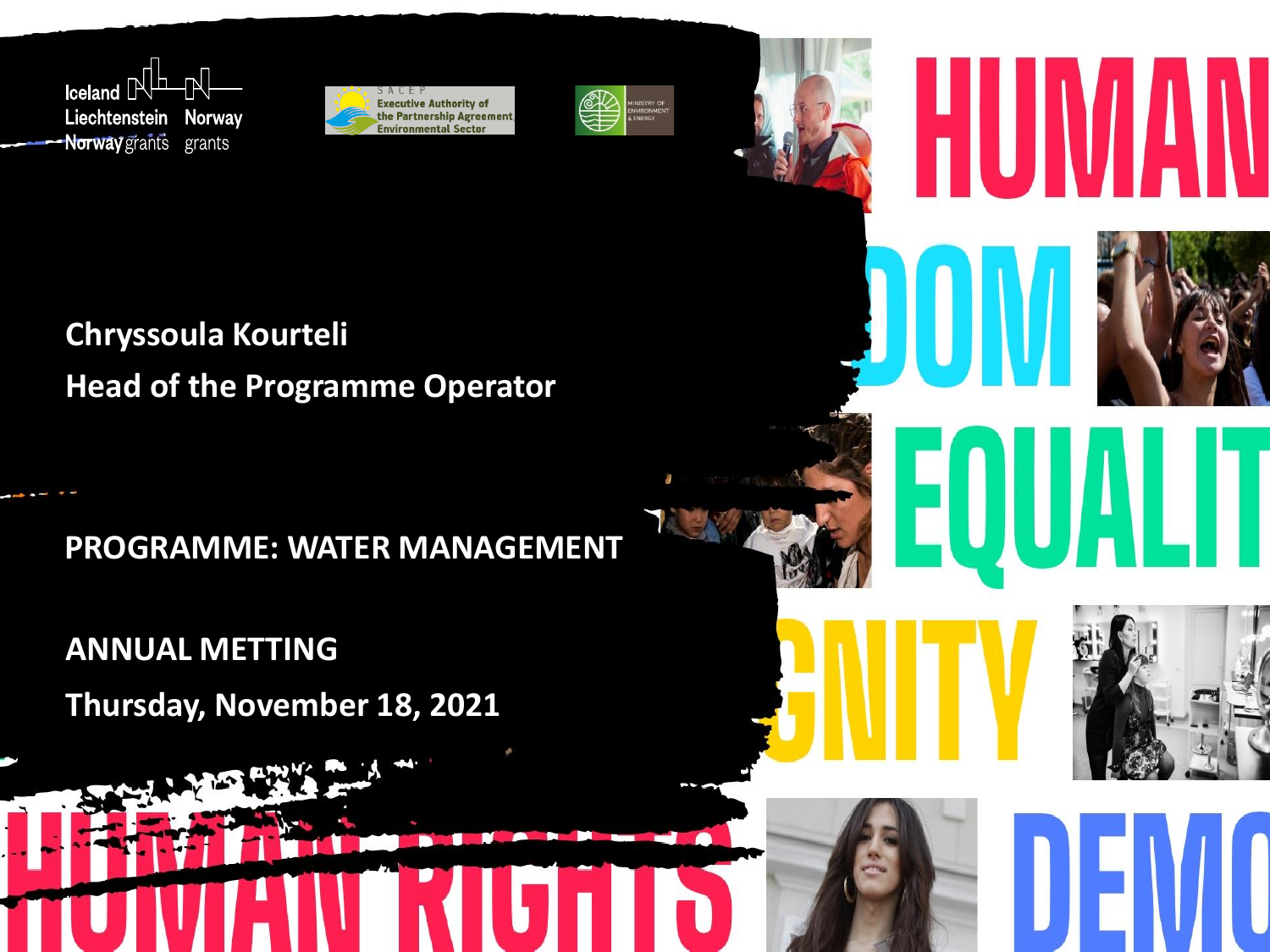Iceland Liechtenstein Norway grants

Norway grants

SACEP Executive Authority of the Partnership Agreement Environmental Sector

MINISTRY OF ENVIRONMENT & ENERGY

**Chryssoula Kourteli**

**Head of the Programme Operator**

**PROGRAMME: WATER MANAGEMENT**

**ANNUAL METTING**

**Thursday, November 18, 2021**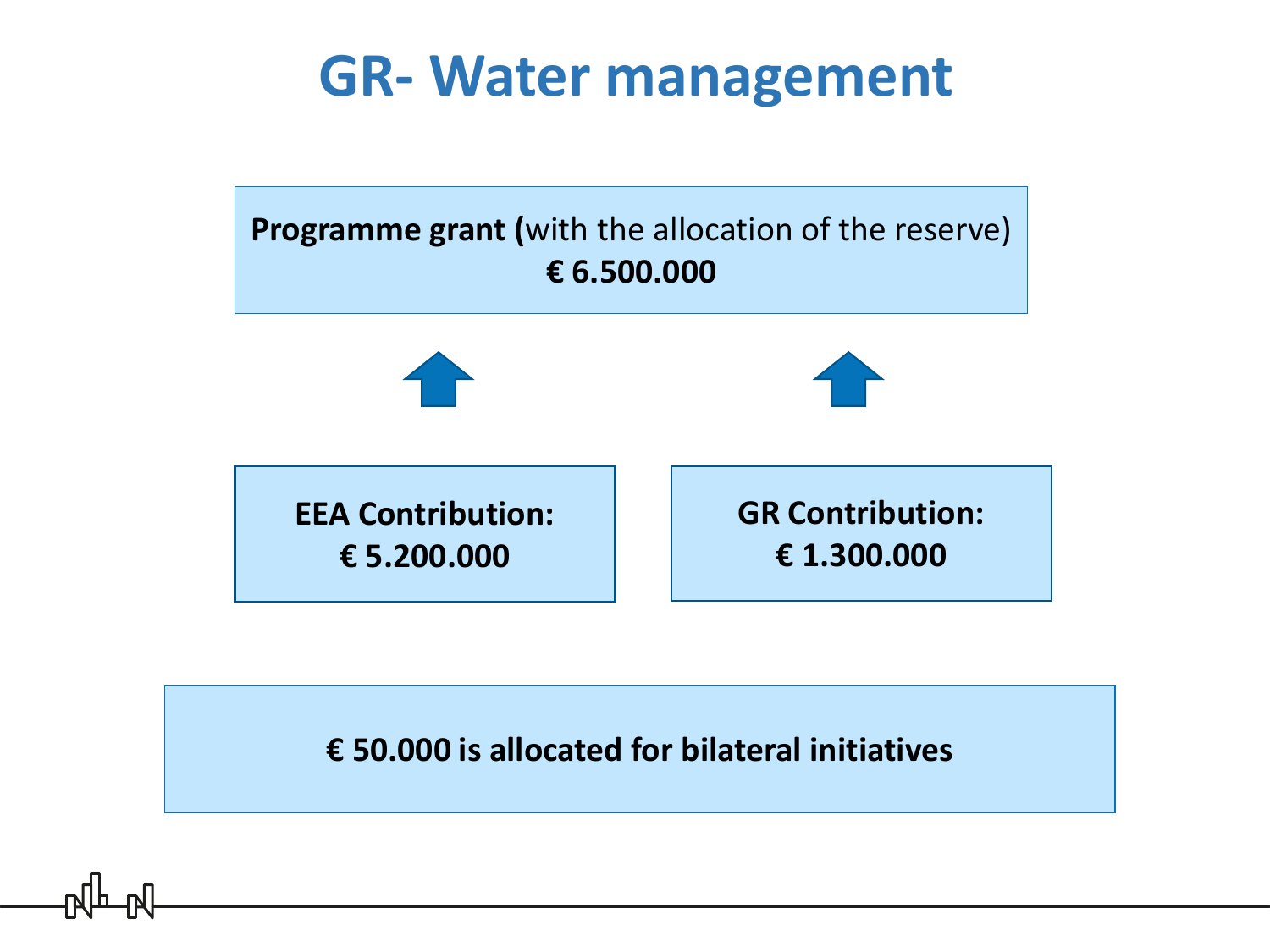# GR- Water management

**Programme grant (**with the allocation of the reserve)
**€ 6.500.000**

**EEA Contribution:**
**€ 5.200.000**

**GR Contribution:**
**€ 1.300.000**

**€ 50.000 is allocated for bilateral initiatives**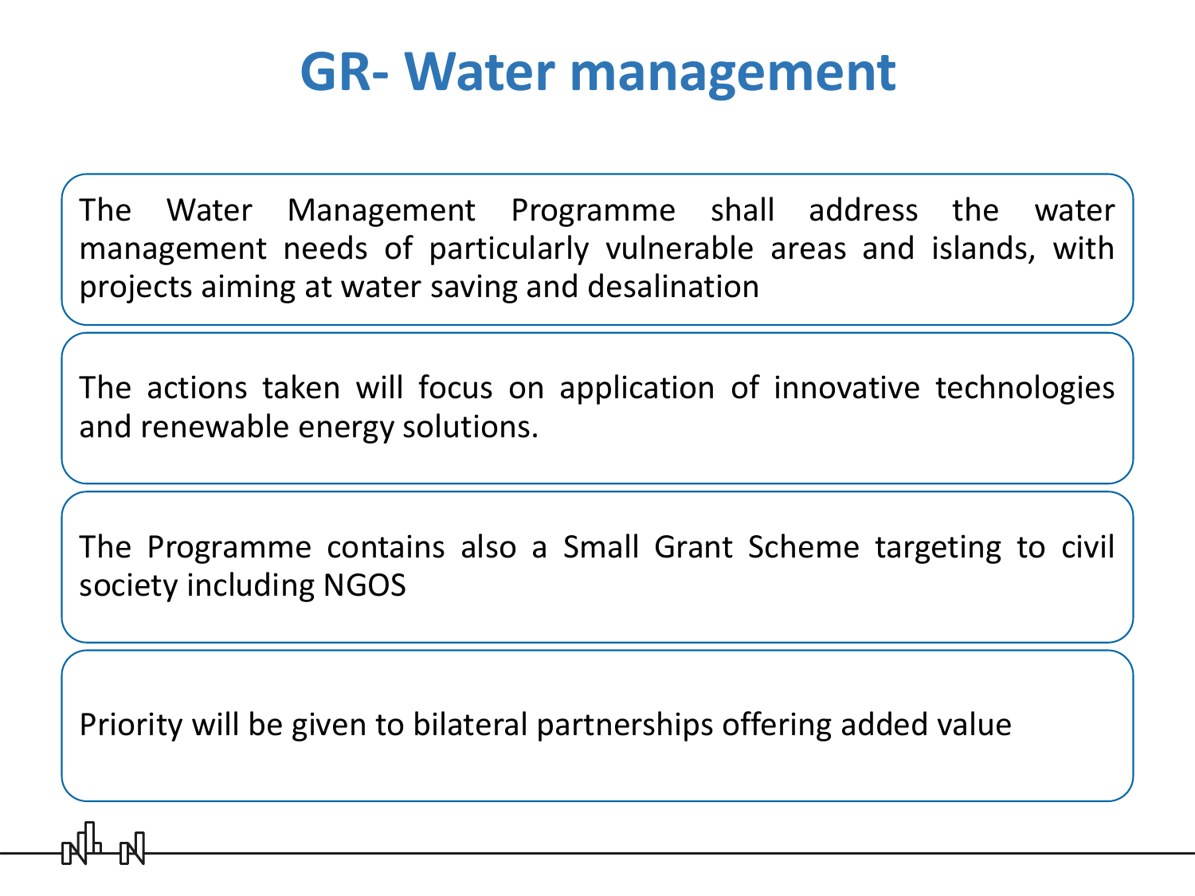# GR- Water management

The Water Management Programme shall address the water management needs of particularly vulnerable areas and islands, with projects aiming at water saving and desalination

The actions taken will focus on application of innovative technologies and renewable energy solutions.

The Programme contains also a Small Grant Scheme targeting to civil society including NGOS

Priority will be given to bilateral partnerships offering added value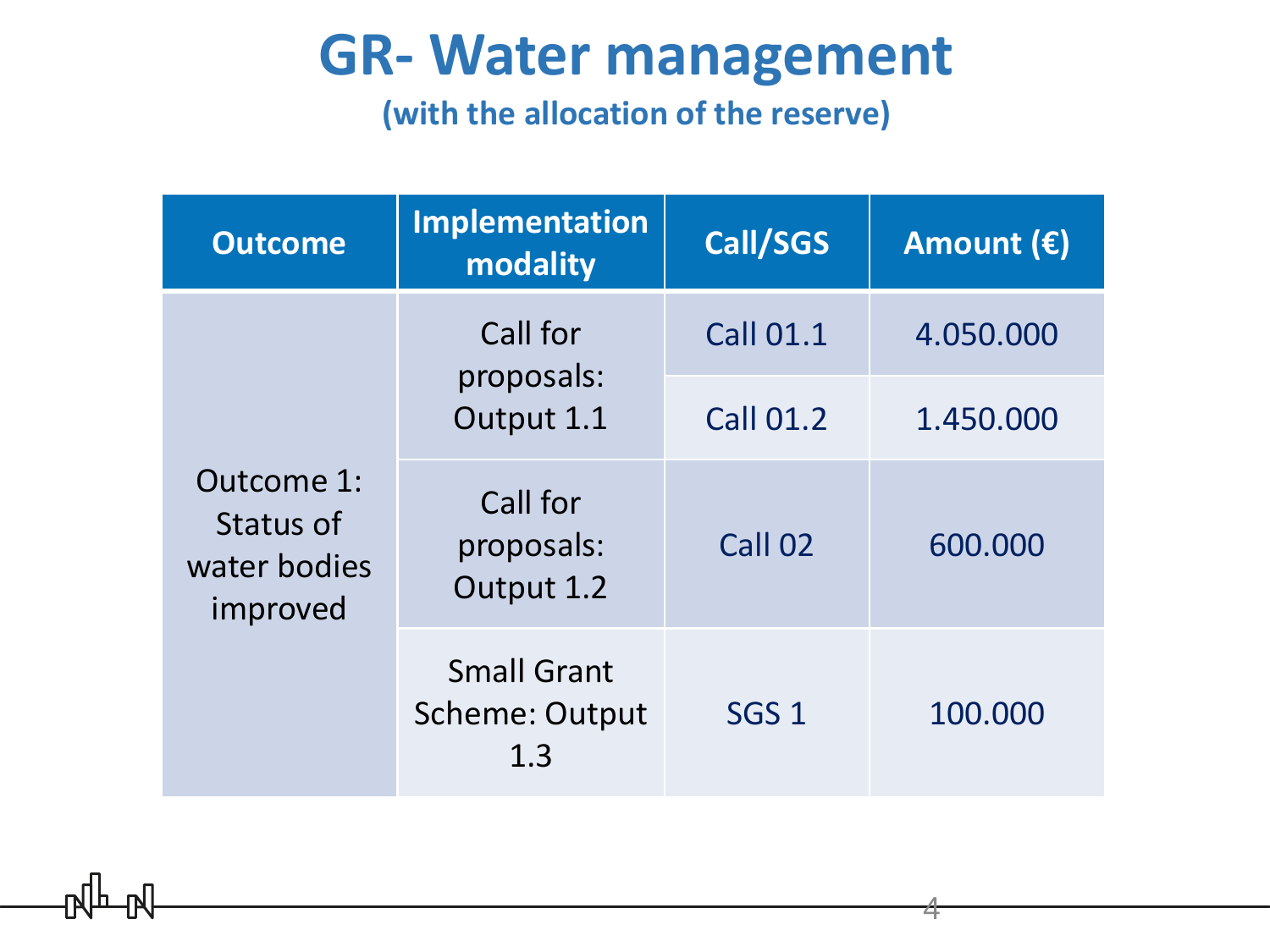# GR- Water management

**(with the allocation of the reserve)**

| Outcome | Implementation modality | Call/SGS | Amount (€) |
|---|---|---|---|
| Outcome 1: Status of water bodies improved | Call for proposals: Output 1.1 | Call 01.1 | 4.050.000 |
| | | Call 01.2 | 1.450.000 |
| | Call for proposals: Output 1.2 | Call 02 | 600.000 |
| | Small Grant Scheme: Output 1.3 | SGS 1 | 100.000 |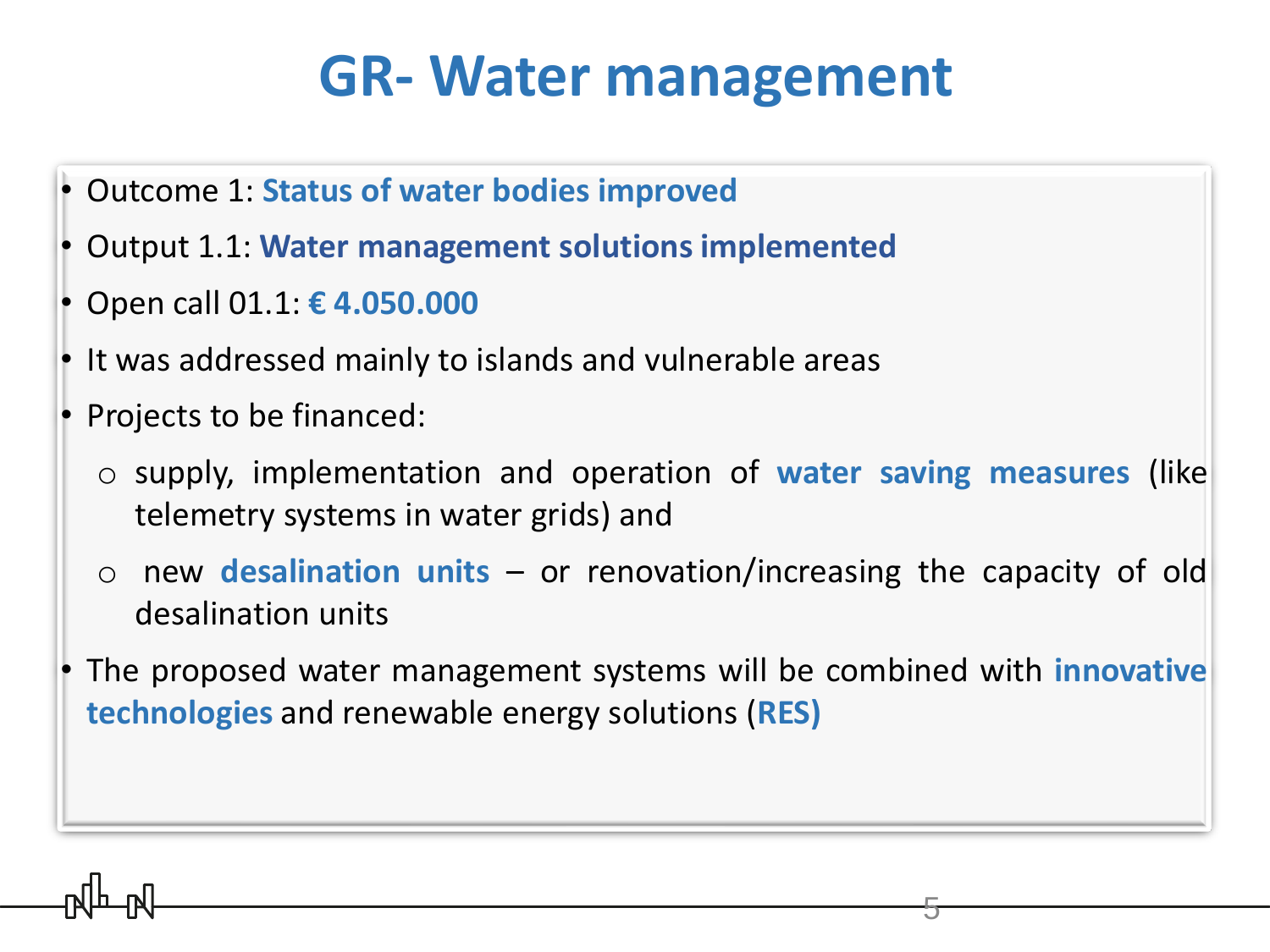# GR- Water management

- Outcome 1: **Status of water bodies improved**
- Output 1.1: **Water management solutions implemented**
- Open call 01.1: **€ 4.050.000**
- It was addressed mainly to islands and vulnerable areas
- Projects to be financed:
  - supply, implementation and operation of **water saving measures** (like telemetry systems in water grids) and
  - new **desalination units** – or renovation/increasing the capacity of old desalination units
- The proposed water management systems will be combined with **innovative technologies** and renewable energy solutions (**RES)**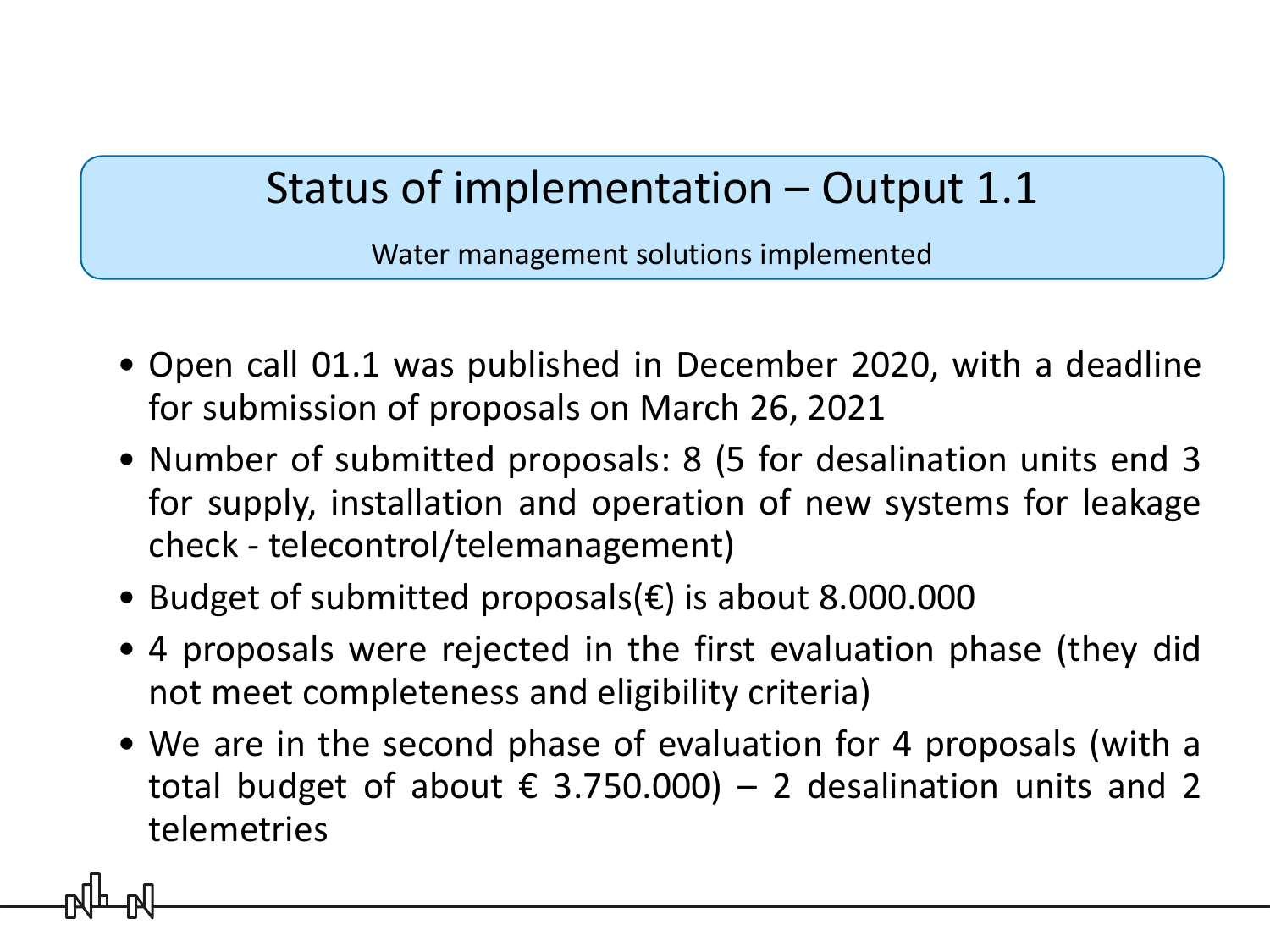# Status of implementation – Output 1.1

Water management solutions implemented

- Open call 01.1 was published in December 2020, with a deadline for submission of proposals on March 26, 2021
- Number of submitted proposals: 8 (5 for desalination units end 3 for supply, installation and operation of new systems for leakage check - telecontrol/telemanagement)
- Budget of submitted proposals(€) is about 8.000.000
- 4 proposals were rejected in the first evaluation phase (they did not meet completeness and eligibility criteria)
- We are in the second phase of evaluation for 4 proposals (with a total budget of about € 3.750.000) – 2 desalination units and 2 telemetries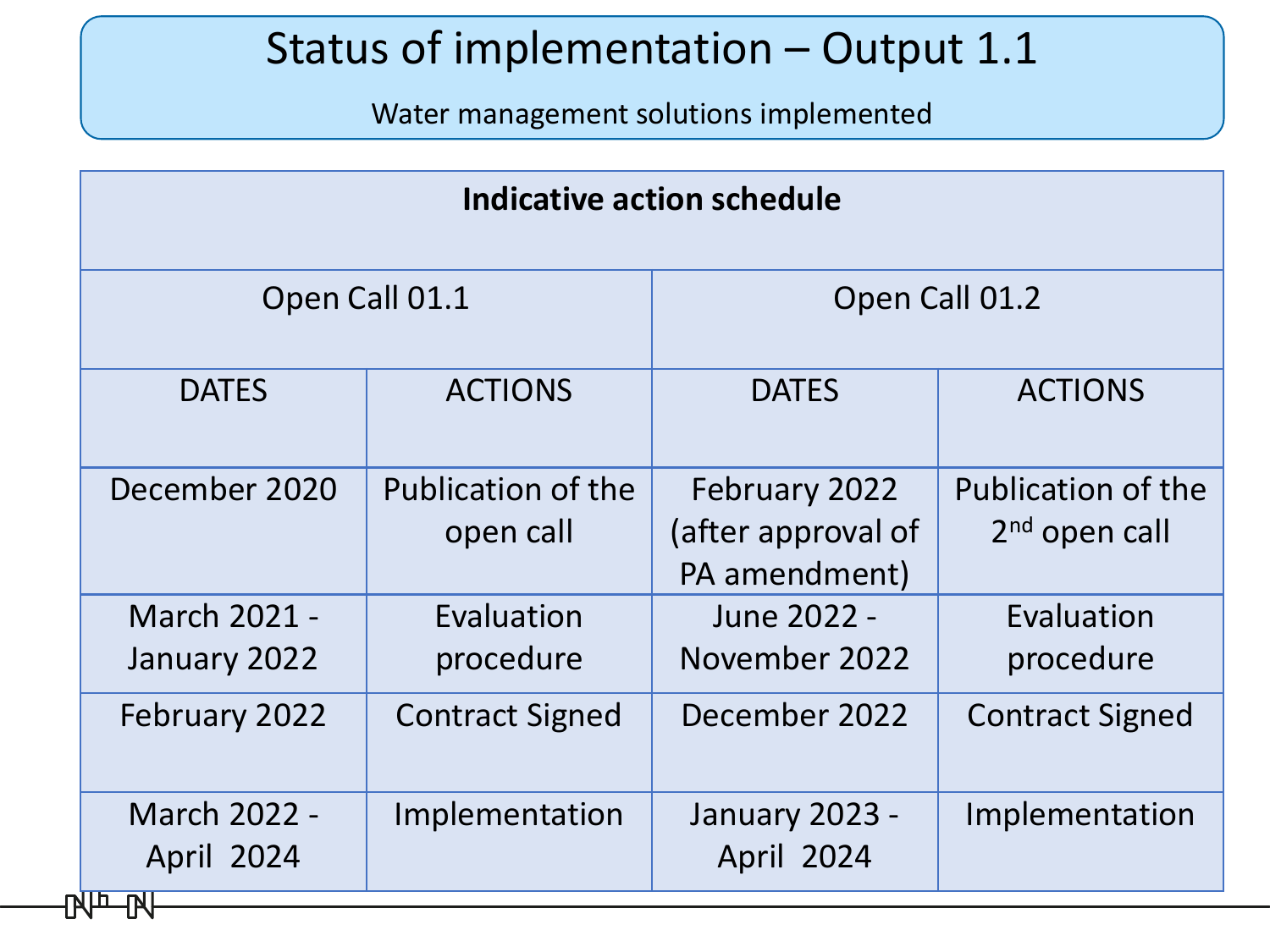# Status of implementation – Output 1.1

Water management solutions implemented

| **Indicative action schedule** | | | |
|---|---|---|---|
| Open Call 01.1 | | Open Call 01.2 | |
| DATES | ACTIONS | DATES | ACTIONS |
| December 2020 | Publication of the open call | February 2022 (after approval of PA amendment) | Publication of the 2nd open call |
| March 2021 - January 2022 | Evaluation procedure | June 2022 - November 2022 | Evaluation procedure |
| February 2022 | Contract Signed | December 2022 | Contract Signed |
| March 2022 - April 2024 | Implementation | January 2023 - April 2024 | Implementation |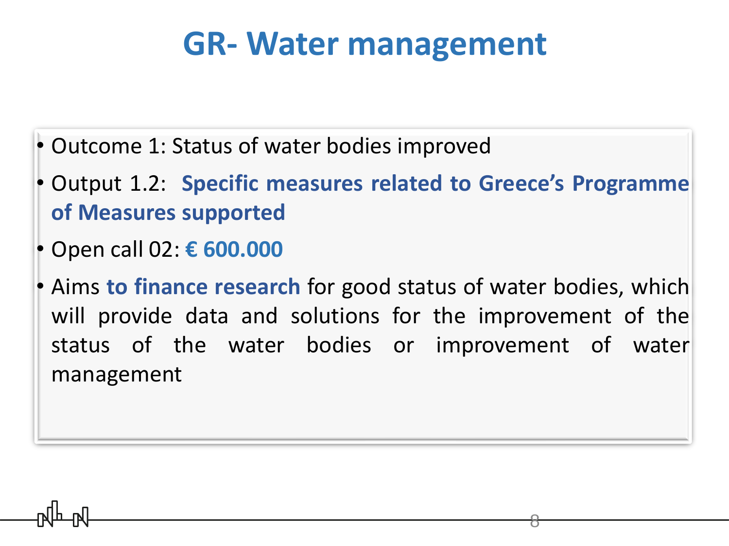# GR- Water management

- Outcome 1: Status of water bodies improved
- Output 1.2: **Specific measures related to Greece's Programme of Measures supported**
- Open call 02: **€ 600.000**
- Aims **to finance research** for good status of water bodies, which will provide data and solutions for the improvement of the status of the water bodies or improvement of water management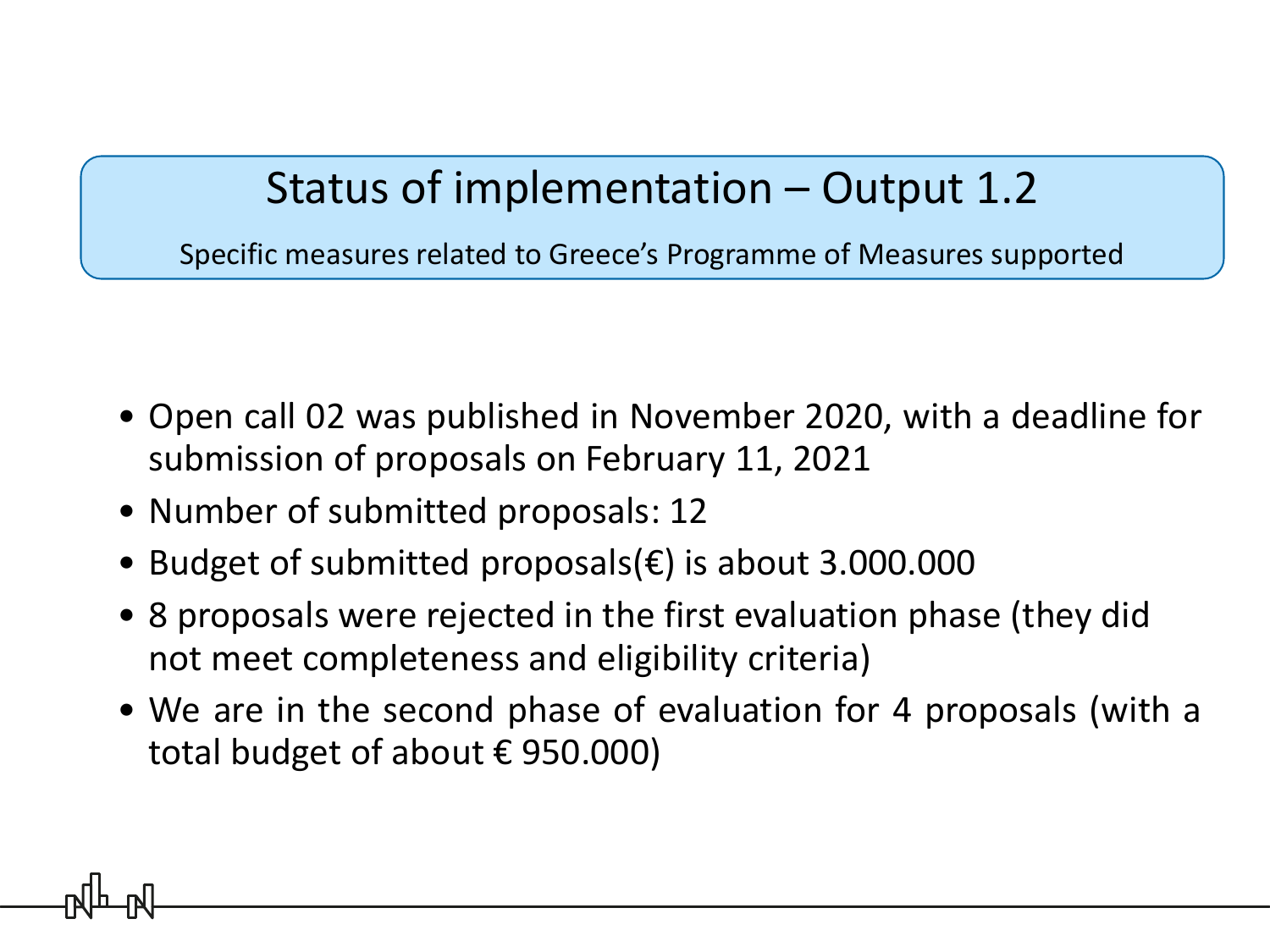# Status of implementation – Output 1.2

Specific measures related to Greece's Programme of Measures supported

- Open call 02 was published in November 2020, with a deadline for submission of proposals on February 11, 2021
- Number of submitted proposals: 12
- Budget of submitted proposals(€) is about 3.000.000
- 8 proposals were rejected in the first evaluation phase (they did not meet completeness and eligibility criteria)
- We are in the second phase of evaluation for 4 proposals (with a total budget of about € 950.000)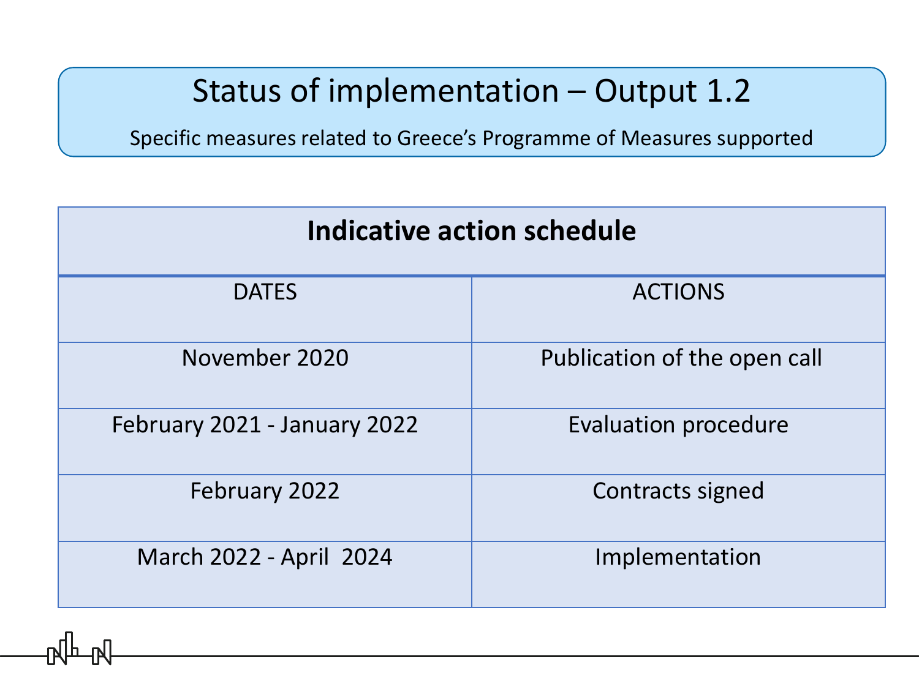# Status of implementation – Output 1.2

Specific measures related to Greece's Programme of Measures supported

| Indicative action schedule | |
| --- | --- |
| DATES | ACTIONS |
| November 2020 | Publication of the open call |
| February 2021 - January 2022 | Evaluation procedure |
| February 2022 | Contracts signed |
| March 2022 - April 2024 | Implementation |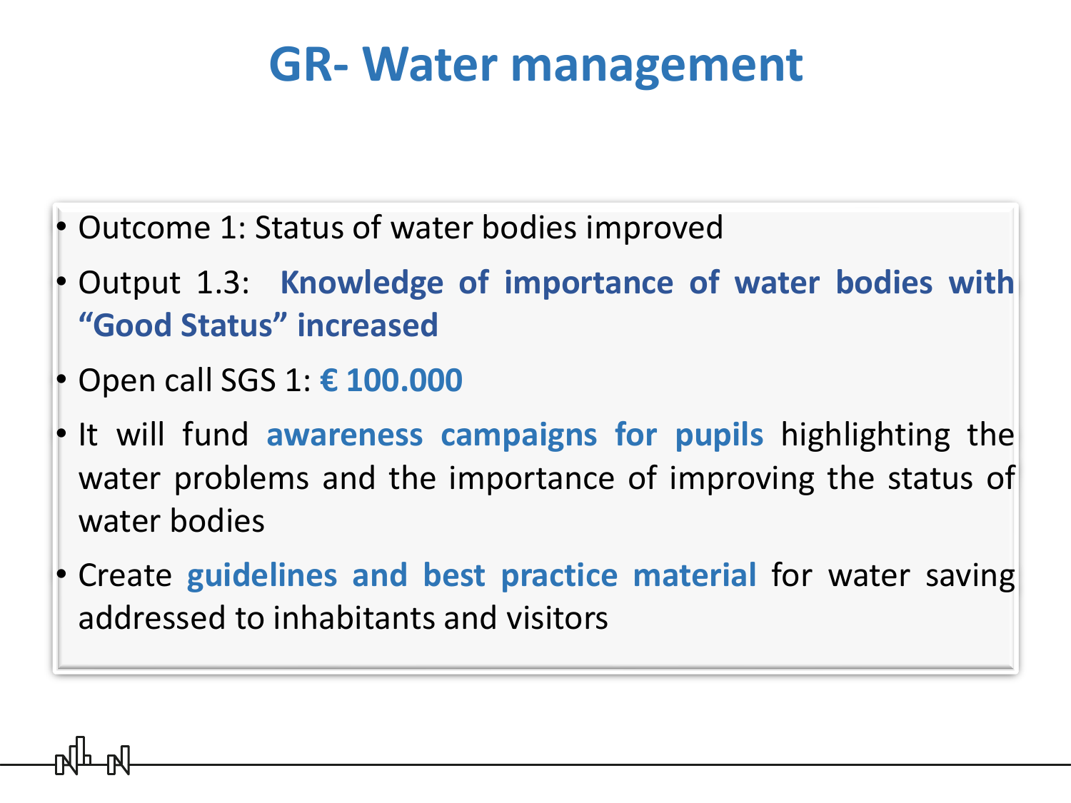# GR- Water management

- Outcome 1: Status of water bodies improved
- Output 1.3: **Knowledge of importance of water bodies with "Good Status" increased**
- Open call SGS 1: **€ 100.000**
- It will fund **awareness campaigns for pupils** highlighting the water problems and the importance of improving the status of water bodies
- Create **guidelines and best practice material** for water saving addressed to inhabitants and visitors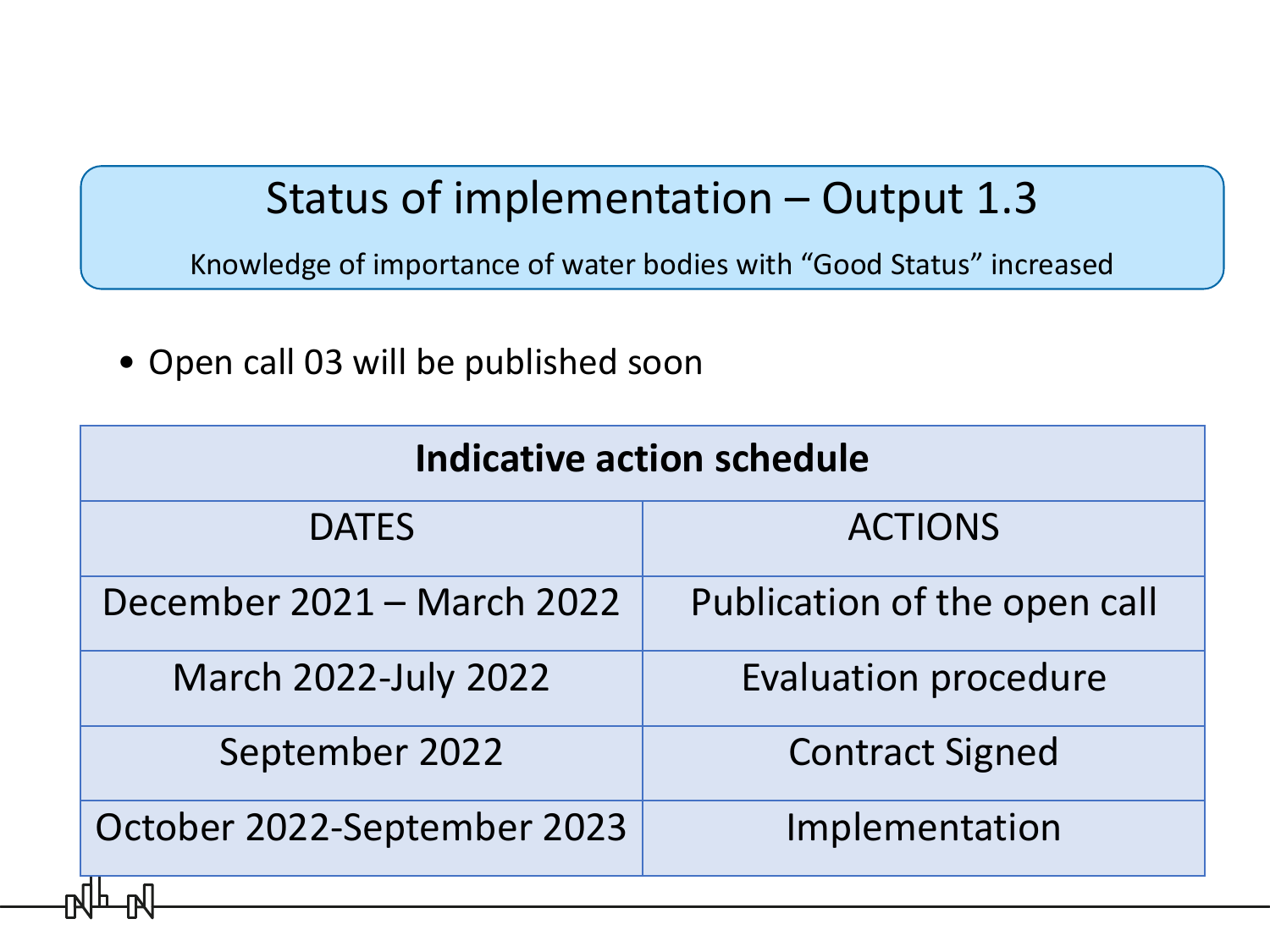# Status of implementation – Output 1.3

Knowledge of importance of water bodies with “Good Status” increased

- Open call 03 will be published soon

| Indicative action schedule | |
|---|---|
| DATES | ACTIONS |
| December 2021 – March 2022 | Publication of the open call |
| March 2022-July 2022 | Evaluation procedure |
| September 2022 | Contract Signed |
| October 2022-September 2023 | Implementation |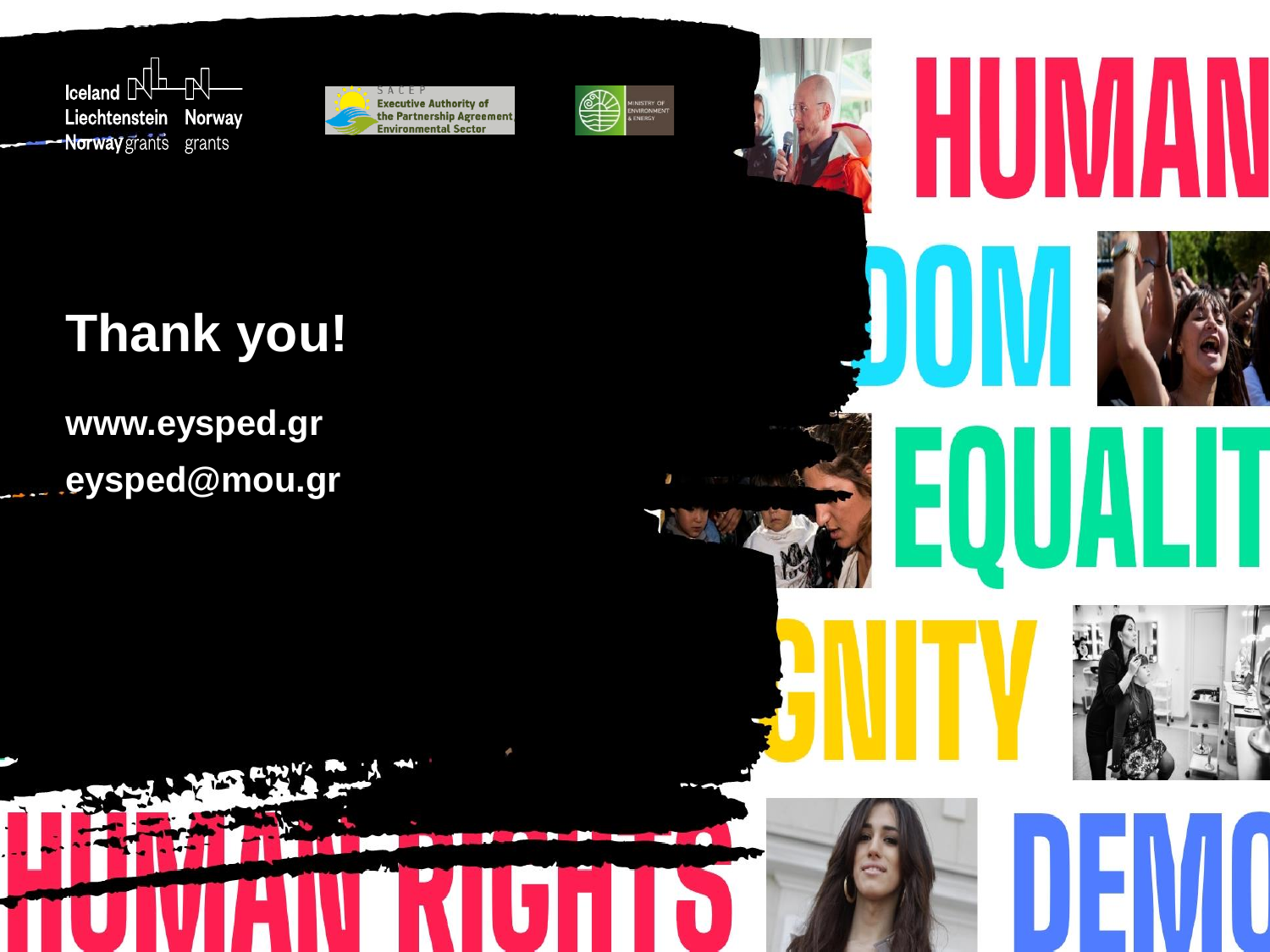Iceland Liechtenstein Norway
Norway grants

SALEP
Executive Authority of
the Partnership Agreement
Environmental Sector

MINISTRY OF
ENVIRONMENT
& ENERGY

# Thank you!

**www.eysped.gr**

**eysped@mou.gr**

HUMAN

DOM

EQUALIT

GNITY

HUMAN RIGHTS

DEMO